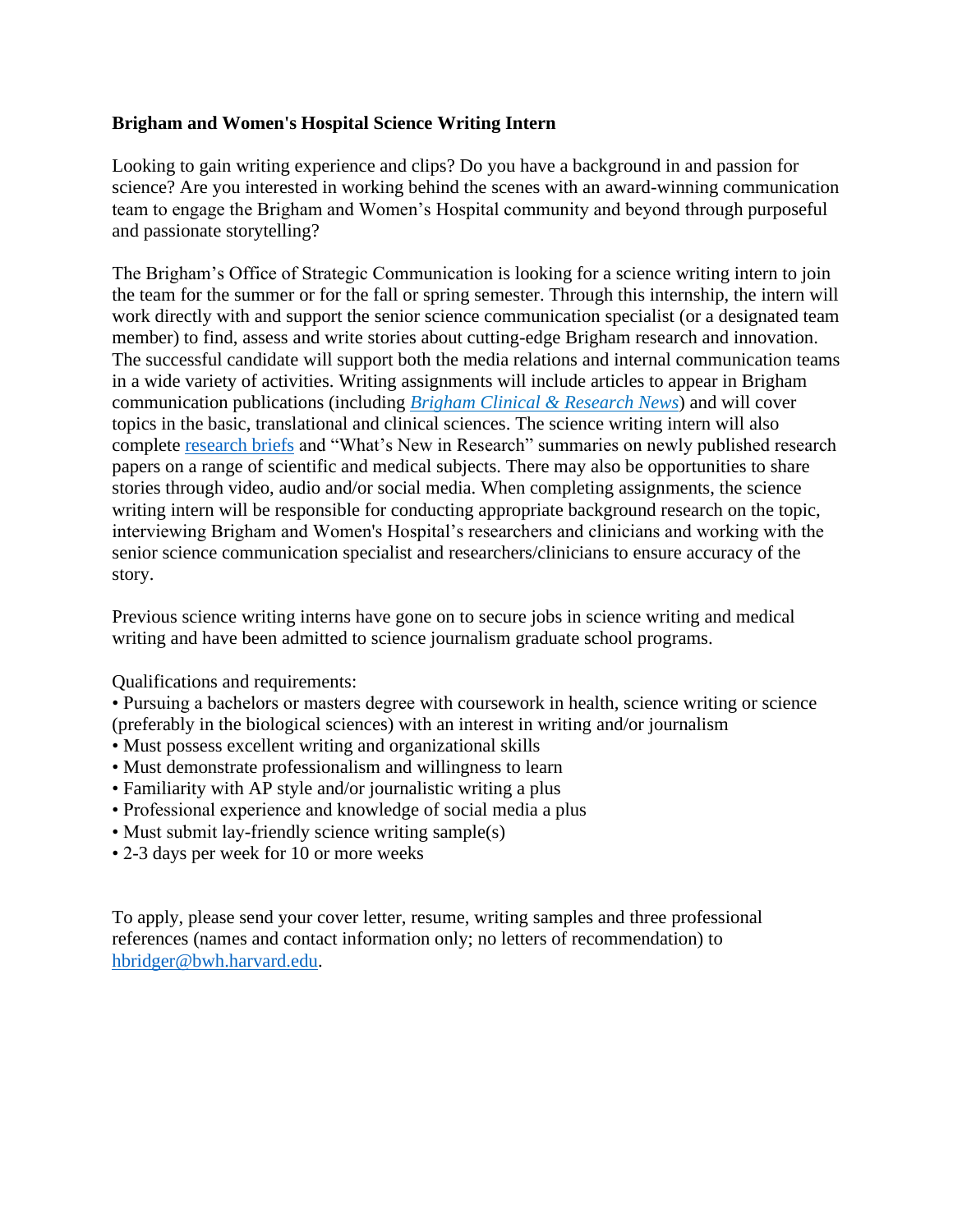**Brigham and Women's Hospital Science Writing Intern**

Looking to gain writing experience and clips? Do you have a background in and passion for science? Are you interested in working behind the scenes with an award-winning communication team to engage the Brigham and Women's Hospital community and beyond through purposeful and passionate storytelling?

The Brigham's Office of Strategic Communication is looking for a science writing intern to join the team for the summer or for the fall or spring semester. Through this internship, the intern will work directly with and support the senior science communication specialist (or a designated team member) to find, assess and write stories about cutting-edge Brigham research and innovation. The successful candidate will support both the media relations and internal communication teams in a wide variety of activities. Writing assignments will include articles to appear in Brigham communication publications (including *Brigham Clinical & Research News*) and will cover topics in the basic, translational and clinical sciences. The science writing intern will also complete research briefs and "What's New in Research" summaries on newly published research papers on a range of scientific and medical subjects. There may also be opportunities to share stories through video, audio and/or social media. When completing assignments, the science writing intern will be responsible for conducting appropriate background research on the topic, interviewing Brigham and Women's Hospital's researchers and clinicians and working with the senior science communication specialist and researchers/clinicians to ensure accuracy of the story.

Previous science writing interns have gone on to secure jobs in science writing and medical writing and have been admitted to science journalism graduate school programs.

Qualifications and requirements:

- Pursuing a bachelors or masters degree with coursework in health, science writing or science (preferably in the biological sciences) with an interest in writing and/or journalism
- Must possess excellent writing and organizational skills
- Must demonstrate professionalism and willingness to learn
- Familiarity with AP style and/or journalistic writing a plus
- Professional experience and knowledge of social media a plus
- Must submit lay-friendly science writing sample(s)
- 2-3 days per week for 10 or more weeks

To apply, please send your cover letter, resume, writing samples and three professional references (names and contact information only; no letters of recommendation) to hbridger@bwh.harvard.edu.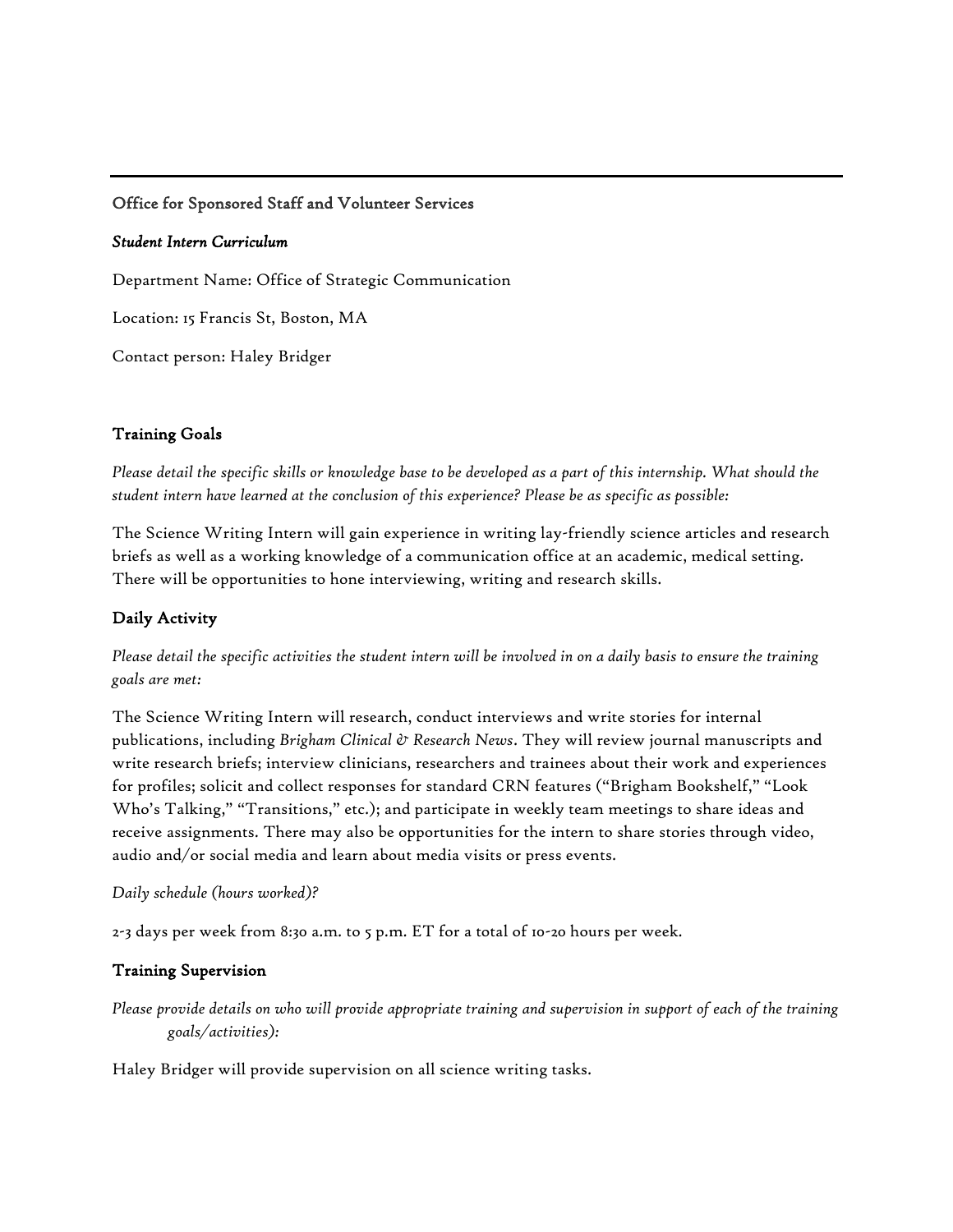Office for Sponsored Staff and Volunteer Services

***Student Intern Curriculum***

Department Name: Office of Strategic Communication

Location: 15 Francis St, Boston, MA

Contact person: Haley Bridger

## Training Goals

*Please detail the specific skills or knowledge base to be developed as a part of this internship. What should the student intern have learned at the conclusion of this experience? Please be as specific as possible:*

The Science Writing Intern will gain experience in writing lay-friendly science articles and research briefs as well as a working knowledge of a communication office at an academic, medical setting. There will be opportunities to hone interviewing, writing and research skills.

## Daily Activity

*Please detail the specific activities the student intern will be involved in on a daily basis to ensure the training goals are met:*

The Science Writing Intern will research, conduct interviews and write stories for internal publications, including *Brigham Clinical & Research News*. They will review journal manuscripts and write research briefs; interview clinicians, researchers and trainees about their work and experiences for profiles; solicit and collect responses for standard CRN features ("Brigham Bookshelf," "Look Who's Talking," "Transitions," etc.); and participate in weekly team meetings to share ideas and receive assignments. There may also be opportunities for the intern to share stories through video, audio and/or social media and learn about media visits or press events.

*Daily schedule (hours worked)?*

2-3 days per week from 8:30 a.m. to 5 p.m. ET for a total of 10-20 hours per week.

## Training Supervision

*Please provide details on who will provide appropriate training and supervision in support of each of the training goals/activities):*

Haley Bridger will provide supervision on all science writing tasks.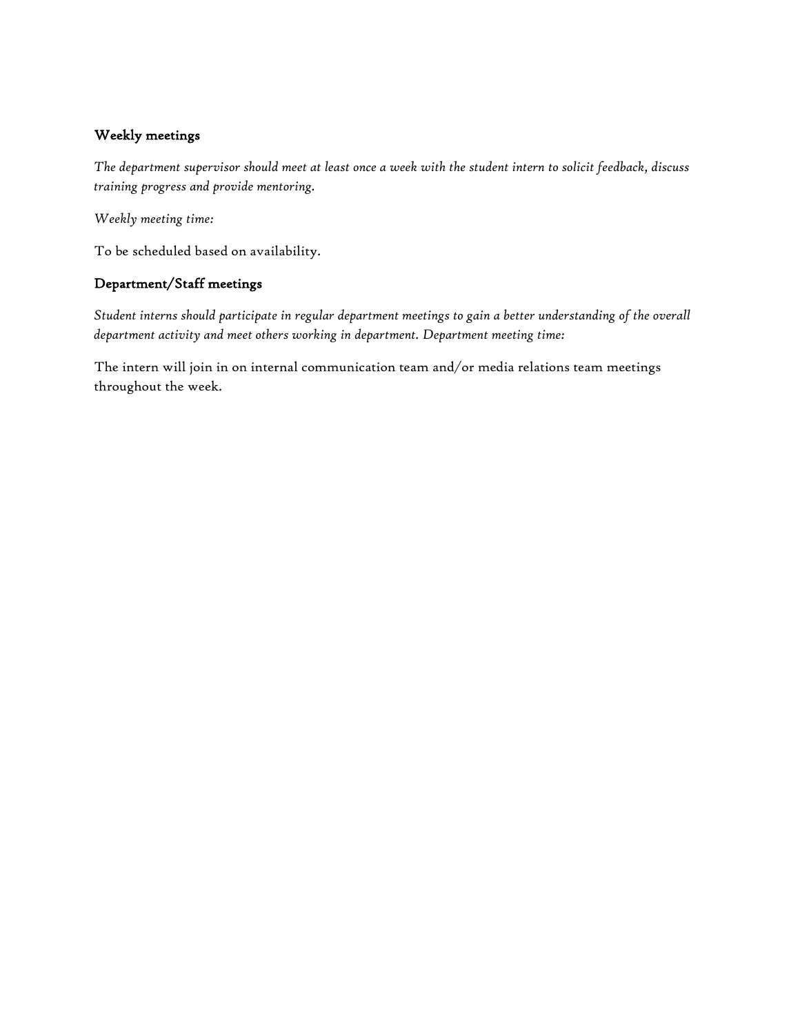### Weekly meetings

*The department supervisor should meet at least once a week with the student intern to solicit feedback, discuss training progress and provide mentoring.*

*Weekly meeting time:*

To be scheduled based on availability.

### Department/Staff meetings

*Student interns should participate in regular department meetings to gain a better understanding of the overall department activity and meet others working in department. Department meeting time:*

The intern will join in on internal communication team and/or media relations team meetings throughout the week.